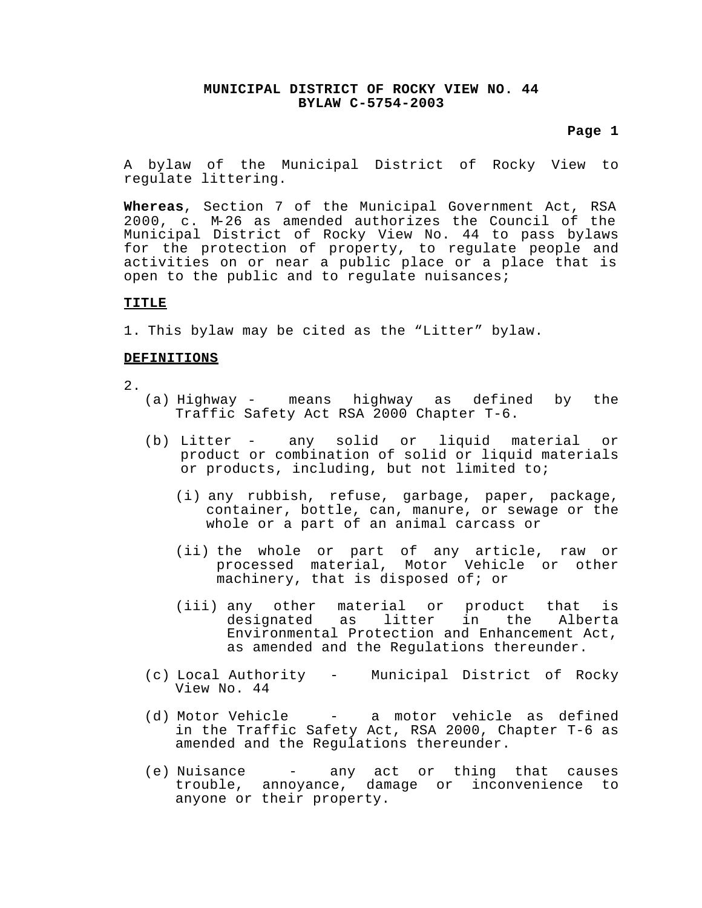**MUNICIPAL DISTRICT OF ROCKY VIEW NO. 44**
**BYLAW C-5754-2003**

A bylaw of the Municipal District of Rocky View to regulate littering.

**Whereas**, Section 7 of the Municipal Government Act, RSA 2000, c. M-26 as amended authorizes the Council of the Municipal District of Rocky View No. 44 to pass bylaws for the protection of property, to regulate people and activities on or near a public place or a place that is open to the public and to regulate nuisances;

**TITLE**

1. This bylaw may be cited as the "Litter" bylaw.

**DEFINITIONS**

2.
   (a) Highway - means highway as defined by the Traffic Safety Act RSA 2000 Chapter T-6.

   (b) Litter - any solid or liquid material or product or combination of solid or liquid materials or products, including, but not limited to;

      (i) any rubbish, refuse, garbage, paper, package, container, bottle, can, manure, or sewage or the whole or a part of an animal carcass or

      (ii) the whole or part of any article, raw or processed material, Motor Vehicle or other machinery, that is disposed of; or

      (iii) any other material or product that is designated as litter in the Alberta Environmental Protection and Enhancement Act, as amended and the Regulations thereunder.

   (c) Local Authority - Municipal District of Rocky View No. 44

   (d) Motor Vehicle - a motor vehicle as defined in the Traffic Safety Act, RSA 2000, Chapter T-6 as amended and the Regulations thereunder.

   (e) Nuisance - any act or thing that causes trouble, annoyance, damage or inconvenience to anyone or their property.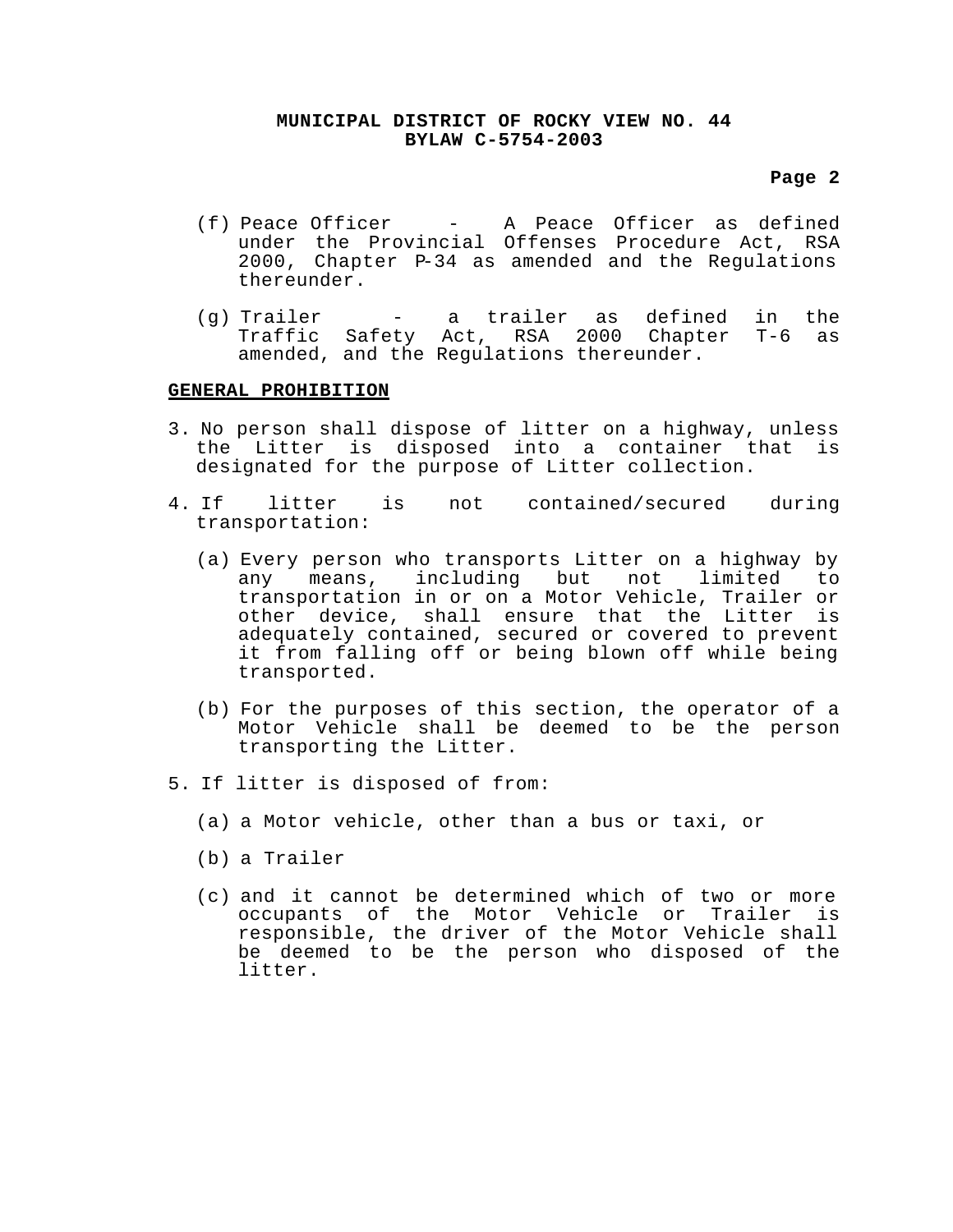(f) Peace Officer - A Peace Officer as defined under the Provincial Offenses Procedure Act, RSA 2000, Chapter P-34 as amended and the Regulations thereunder.

(g) Trailer - a trailer as defined in the Traffic Safety Act, RSA 2000 Chapter T-6 as amended, and the Regulations thereunder.

## GENERAL PROHIBITION

3. No person shall dispose of litter on a highway, unless the Litter is disposed into a container that is designated for the purpose of Litter collection.

4. If litter is not contained/secured during transportation:

   (a) Every person who transports Litter on a highway by any means, including but not limited to transportation in or on a Motor Vehicle, Trailer or other device, shall ensure that the Litter is adequately contained, secured or covered to prevent it from falling off or being blown off while being transported.

   (b) For the purposes of this section, the operator of a Motor Vehicle shall be deemed to be the person transporting the Litter.

5. If litter is disposed of from:

   (a) a Motor vehicle, other than a bus or taxi, or

   (b) a Trailer

   (c) and it cannot be determined which of two or more occupants of the Motor Vehicle or Trailer is responsible, the driver of the Motor Vehicle shall be deemed to be the person who disposed of the litter.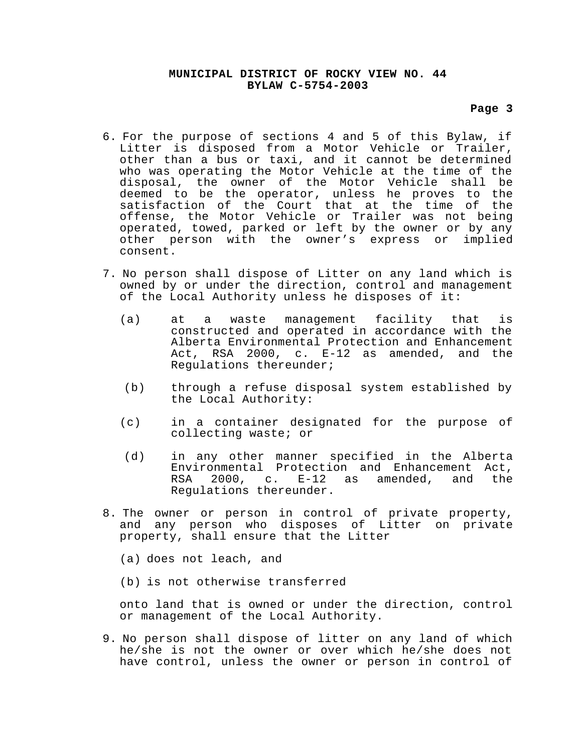6. For the purpose of sections 4 and 5 of this Bylaw, if Litter is disposed from a Motor Vehicle or Trailer, other than a bus or taxi, and it cannot be determined who was operating the Motor Vehicle at the time of the disposal, the owner of the Motor Vehicle shall be deemed to be the operator, unless he proves to the satisfaction of the Court that at the time of the offense, the Motor Vehicle or Trailer was not being operated, towed, parked or left by the owner or by any other person with the owner's express or implied consent.

7. No person shall dispose of Litter on any land which is owned by or under the direction, control and management of the Local Authority unless he disposes of it:

   (a) at a waste management facility that is constructed and operated in accordance with the Alberta Environmental Protection and Enhancement Act, RSA 2000, c. E-12 as amended, and the Regulations thereunder;

   (b) through a refuse disposal system established by the Local Authority:

   (c) in a container designated for the purpose of collecting waste; or

   (d) in any other manner specified in the Alberta Environmental Protection and Enhancement Act, RSA 2000, c. E-12 as amended, and the Regulations thereunder.

8. The owner or person in control of private property, and any person who disposes of Litter on private property, shall ensure that the Litter

   (a) does not leach, and

   (b) is not otherwise transferred

   onto land that is owned or under the direction, control or management of the Local Authority.

9. No person shall dispose of litter on any land of which he/she is not the owner or over which he/she does not have control, unless the owner or person in control of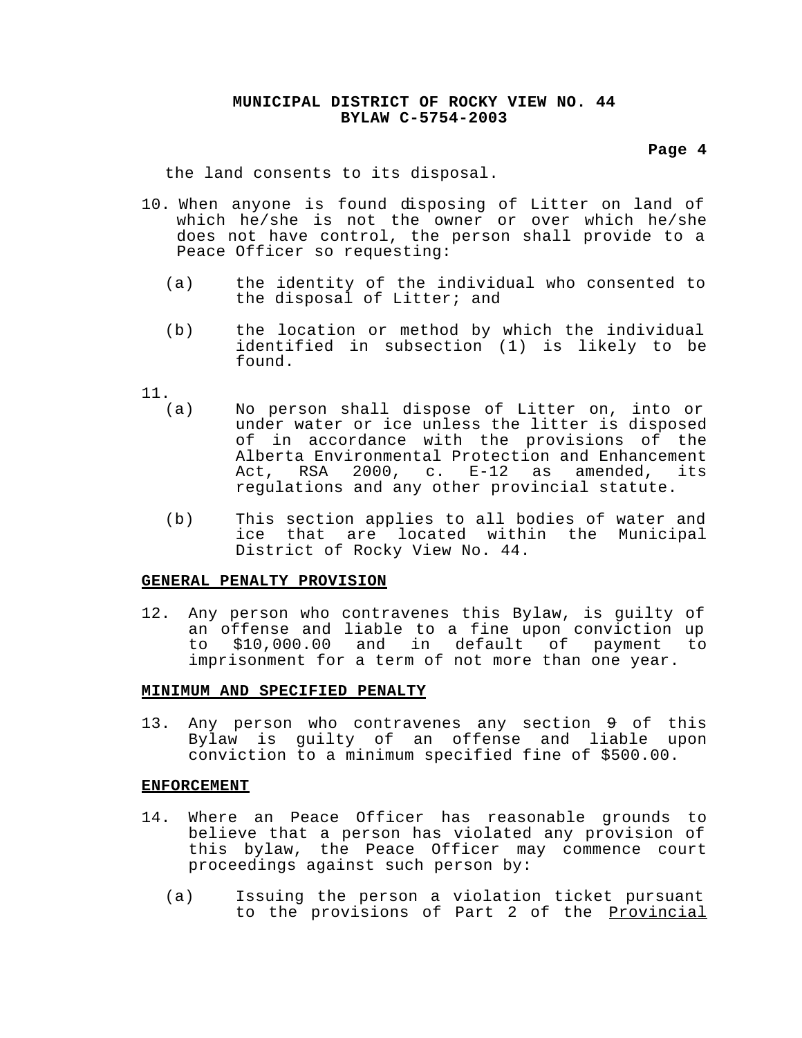the land consents to its disposal.

10. When anyone is found disposing of Litter on land of which he/she is not the owner or over which he/she does not have control, the person shall provide to a Peace Officer so requesting:

    (a) the identity of the individual who consented to the disposal of Litter; and

    (b) the location or method by which the individual identified in subsection (1) is likely to be found.

11.
    (a) No person shall dispose of Litter on, into or under water or ice unless the litter is disposed of in accordance with the provisions of the Alberta Environmental Protection and Enhancement Act, RSA 2000, c. E-12 as amended, its regulations and any other provincial statute.

    (b) This section applies to all bodies of water and ice that are located within the Municipal District of Rocky View No. 44.

**GENERAL PENALTY PROVISION**

12. Any person who contravenes this Bylaw, is guilty of an offense and liable to a fine upon conviction up to $10,000.00 and in default of payment to imprisonment for a term of not more than one year.

**MINIMUM AND SPECIFIED PENALTY**

13. Any person who contravenes any section ~~9~~ of this Bylaw is guilty of an offense and liable upon conviction to a minimum specified fine of $500.00.

**ENFORCEMENT**

14. Where an Peace Officer has reasonable grounds to believe that a person has violated any provision of this bylaw, the Peace Officer may commence court proceedings against such person by:

    (a) Issuing the person a violation ticket pursuant to the provisions of Part 2 of the Provincial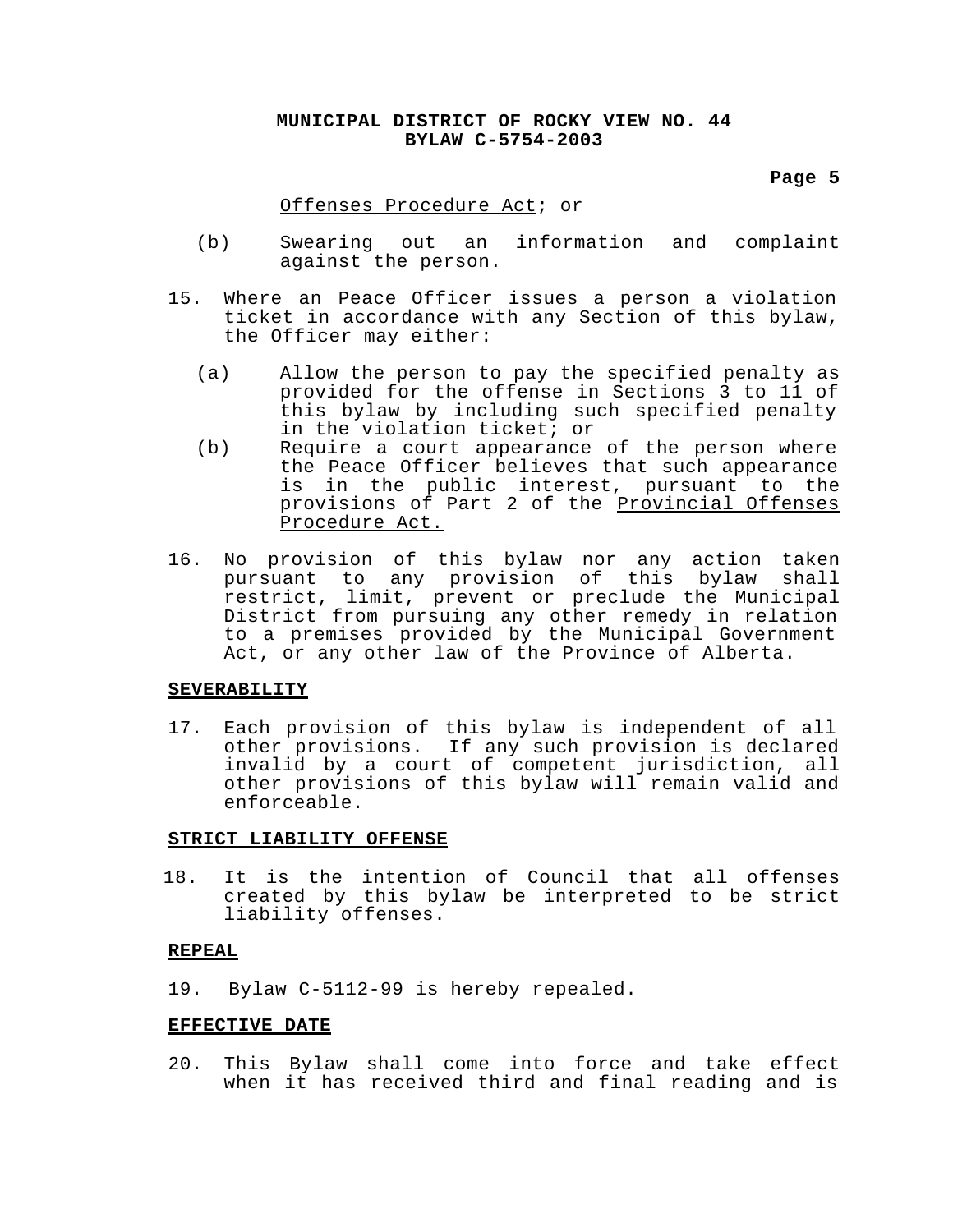Offenses Procedure Act; or

(b) Swearing out an information and complaint against the person.

15. Where an Peace Officer issues a person a violation ticket in accordance with any Section of this bylaw, the Officer may either:

    (a) Allow the person to pay the specified penalty as provided for the offense in Sections 3 to 11 of this bylaw by including such specified penalty in the violation ticket; or
    (b) Require a court appearance of the person where the Peace Officer believes that such appearance is in the public interest, pursuant to the provisions of Part 2 of the Provincial Offenses Procedure Act.

16. No provision of this bylaw nor any action taken pursuant to any provision of this bylaw shall restrict, limit, prevent or preclude the Municipal District from pursuing any other remedy in relation to a premises provided by the Municipal Government Act, or any other law of the Province of Alberta.

**SEVERABILITY**

17. Each provision of this bylaw is independent of all other provisions. If any such provision is declared invalid by a court of competent jurisdiction, all other provisions of this bylaw will remain valid and enforceable.

**STRICT LIABILITY OFFENSE**

18. It is the intention of Council that all offenses created by this bylaw be interpreted to be strict liability offenses.

**REPEAL**

19. Bylaw C-5112-99 is hereby repealed.

**EFFECTIVE DATE**

20. This Bylaw shall come into force and take effect when it has received third and final reading and is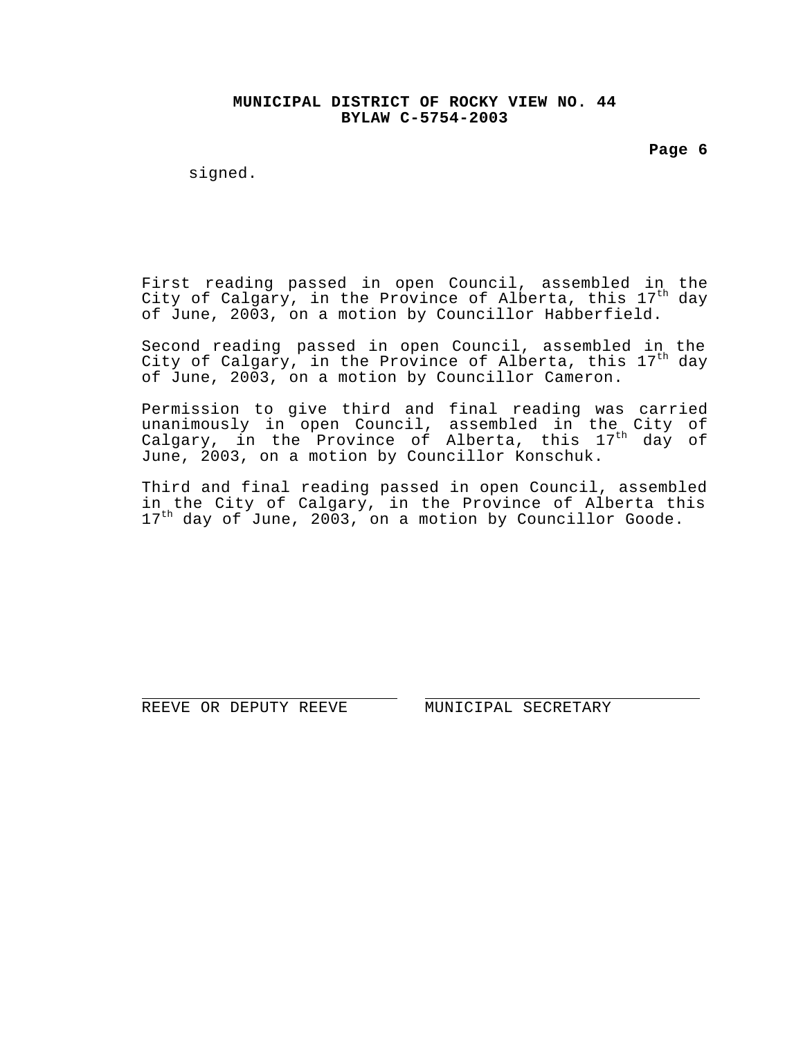signed.

First reading passed in open Council, assembled in the City of Calgary, in the Province of Alberta, this 17th day of June, 2003, on a motion by Councillor Habberfield.

Second reading passed in open Council, assembled in the City of Calgary, in the Province of Alberta, this 17th day of June, 2003, on a motion by Councillor Cameron.

Permission to give third and final reading was carried unanimously in open Council, assembled in the City of Calgary, in the Province of Alberta, this 17th day of June, 2003, on a motion by Councillor Konschuk.

Third and final reading passed in open Council, assembled in the City of Calgary, in the Province of Alberta this 17th day of June, 2003, on a motion by Councillor Goode.

REEVE OR DEPUTY REEVE

MUNICIPAL SECRETARY